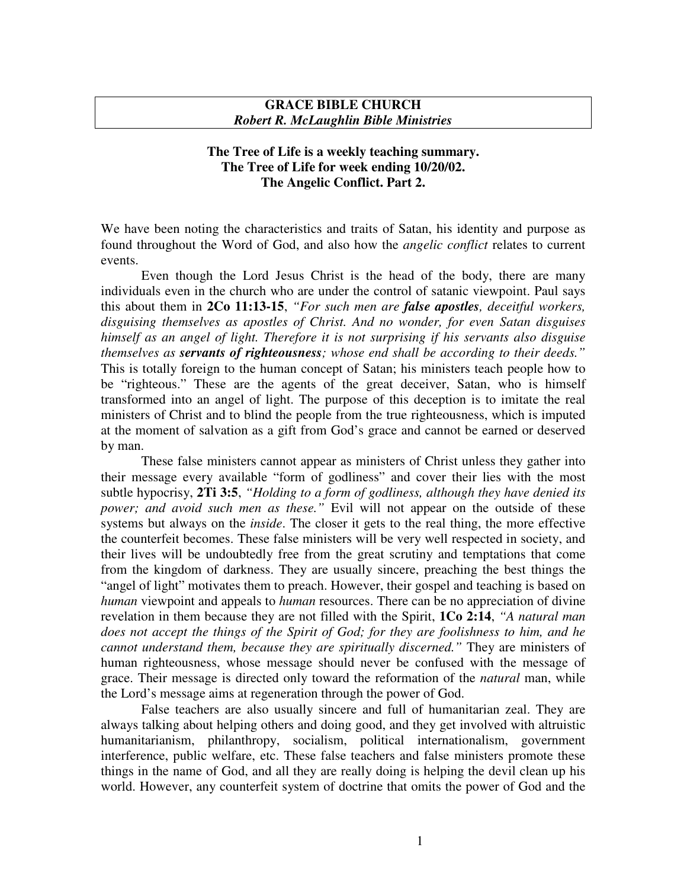**GRACE BIBLE CHURCH**
***Robert R. McLaughlin Bible Ministries***

**The Tree of Life is a weekly teaching summary.**
**The Tree of Life for week ending 10/20/02.**
**The Angelic Conflict. Part 2.**

We have been noting the characteristics and traits of Satan, his identity and purpose as found throughout the Word of God, and also how the *angelic conflict* relates to current events.

Even though the Lord Jesus Christ is the head of the body, there are many individuals even in the church who are under the control of satanic viewpoint. Paul says this about them in **2Co 11:13-15**, *"For such men are **false apostles**, deceitful workers, disguising themselves as apostles of Christ. And no wonder, for even Satan disguises himself as an angel of light. Therefore it is not surprising if his servants also disguise themselves as **servants of righteousness**; whose end shall be according to their deeds."* This is totally foreign to the human concept of Satan; his ministers teach people how to be "righteous." These are the agents of the great deceiver, Satan, who is himself transformed into an angel of light. The purpose of this deception is to imitate the real ministers of Christ and to blind the people from the true righteousness, which is imputed at the moment of salvation as a gift from God's grace and cannot be earned or deserved by man.

These false ministers cannot appear as ministers of Christ unless they gather into their message every available "form of godliness" and cover their lies with the most subtle hypocrisy, **2Ti 3:5**, *"Holding to a form of godliness, although they have denied its power; and avoid such men as these."* Evil will not appear on the outside of these systems but always on the *inside*. The closer it gets to the real thing, the more effective the counterfeit becomes. These false ministers will be very well respected in society, and their lives will be undoubtedly free from the great scrutiny and temptations that come from the kingdom of darkness. They are usually sincere, preaching the best things the "angel of light" motivates them to preach. However, their gospel and teaching is based on *human* viewpoint and appeals to *human* resources. There can be no appreciation of divine revelation in them because they are not filled with the Spirit, **1Co 2:14**, *"A natural man does not accept the things of the Spirit of God; for they are foolishness to him, and he cannot understand them, because they are spiritually discerned."* They are ministers of human righteousness, whose message should never be confused with the message of grace. Their message is directed only toward the reformation of the *natural* man, while the Lord's message aims at regeneration through the power of God.

False teachers are also usually sincere and full of humanitarian zeal. They are always talking about helping others and doing good, and they get involved with altruistic humanitarianism, philanthropy, socialism, political internationalism, government interference, public welfare, etc. These false teachers and false ministers promote these things in the name of God, and all they are really doing is helping the devil clean up his world. However, any counterfeit system of doctrine that omits the power of God and the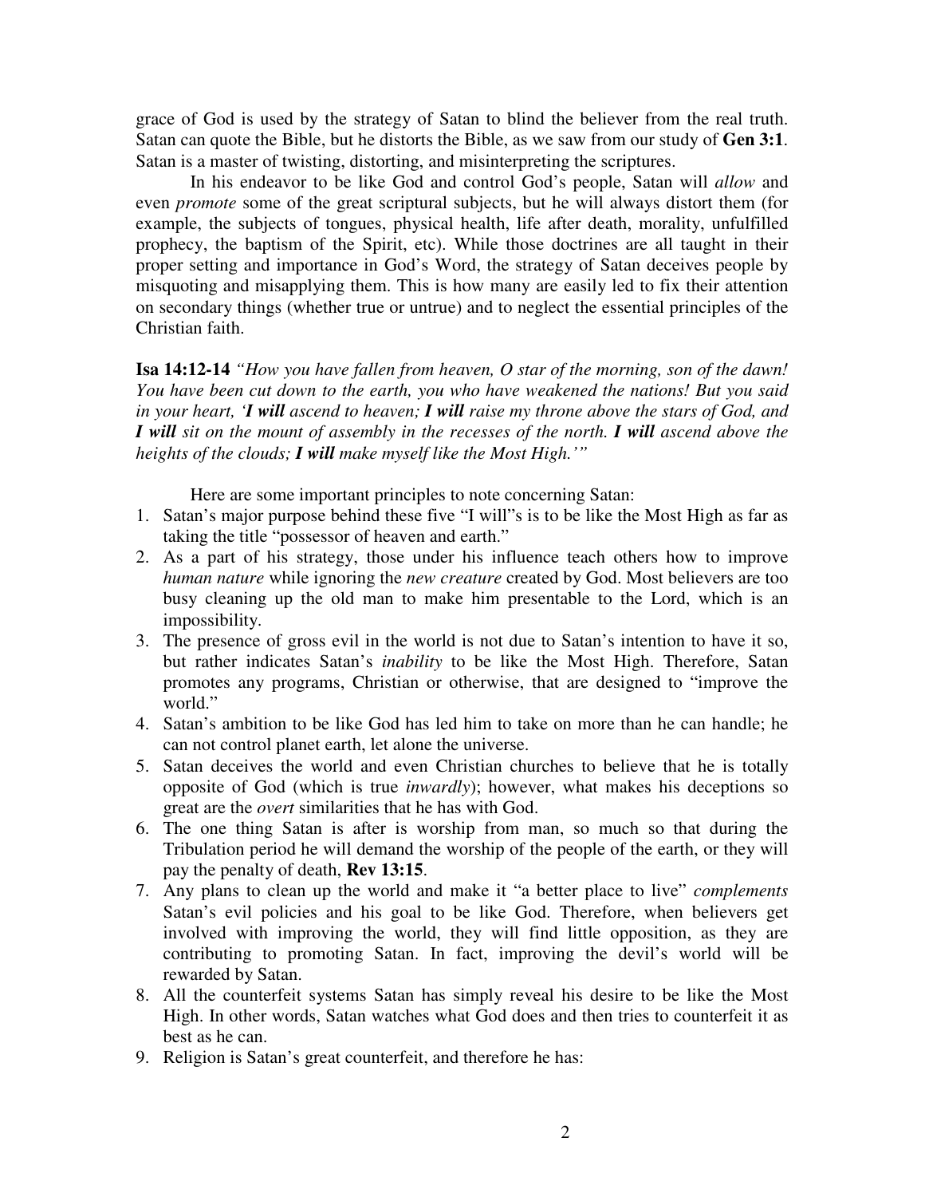grace of God is used by the strategy of Satan to blind the believer from the real truth. Satan can quote the Bible, but he distorts the Bible, as we saw from our study of **Gen 3:1**. Satan is a master of twisting, distorting, and misinterpreting the scriptures.

In his endeavor to be like God and control God's people, Satan will *allow* and even *promote* some of the great scriptural subjects, but he will always distort them (for example, the subjects of tongues, physical health, life after death, morality, unfulfilled prophecy, the baptism of the Spirit, etc). While those doctrines are all taught in their proper setting and importance in God's Word, the strategy of Satan deceives people by misquoting and misapplying them. This is how many are easily led to fix their attention on secondary things (whether true or untrue) and to neglect the essential principles of the Christian faith.

**Isa 14:12-14** *"How you have fallen from heaven, O star of the morning, son of the dawn! You have been cut down to the earth, you who have weakened the nations! But you said in your heart, '**I will** ascend to heaven; **I will** raise my throne above the stars of God, and **I will** sit on the mount of assembly in the recesses of the north. **I will** ascend above the heights of the clouds; **I will** make myself like the Most High.'"*

Here are some important principles to note concerning Satan:

1. Satan's major purpose behind these five "I will"s is to be like the Most High as far as taking the title "possessor of heaven and earth."
2. As a part of his strategy, those under his influence teach others how to improve *human nature* while ignoring the *new creature* created by God. Most believers are too busy cleaning up the old man to make him presentable to the Lord, which is an impossibility.
3. The presence of gross evil in the world is not due to Satan's intention to have it so, but rather indicates Satan's *inability* to be like the Most High. Therefore, Satan promotes any programs, Christian or otherwise, that are designed to "improve the world."
4. Satan's ambition to be like God has led him to take on more than he can handle; he can not control planet earth, let alone the universe.
5. Satan deceives the world and even Christian churches to believe that he is totally opposite of God (which is true *inwardly*); however, what makes his deceptions so great are the *overt* similarities that he has with God.
6. The one thing Satan is after is worship from man, so much so that during the Tribulation period he will demand the worship of the people of the earth, or they will pay the penalty of death, **Rev 13:15**.
7. Any plans to clean up the world and make it "a better place to live" *complements* Satan's evil policies and his goal to be like God. Therefore, when believers get involved with improving the world, they will find little opposition, as they are contributing to promoting Satan. In fact, improving the devil's world will be rewarded by Satan.
8. All the counterfeit systems Satan has simply reveal his desire to be like the Most High. In other words, Satan watches what God does and then tries to counterfeit it as best as he can.
9. Religion is Satan's great counterfeit, and therefore he has: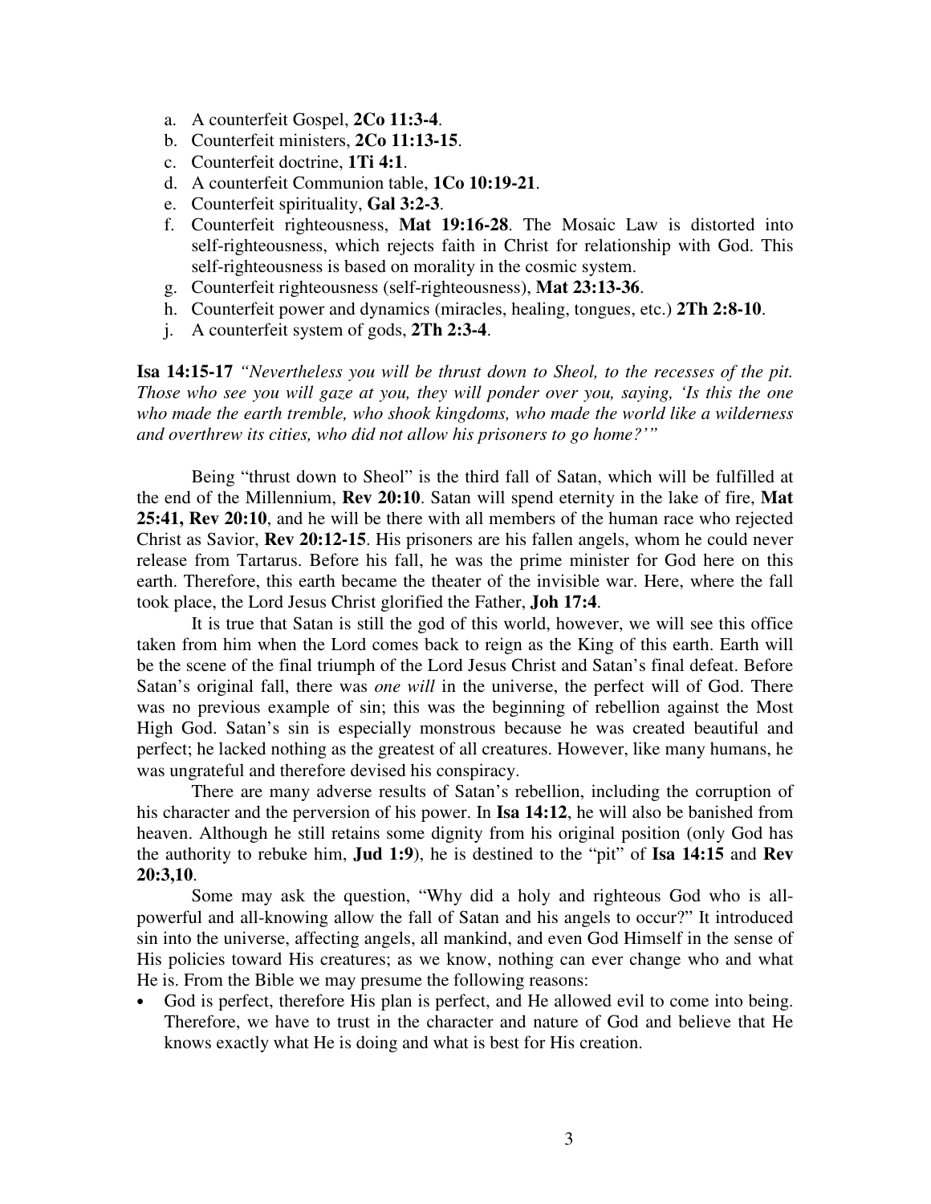a. A counterfeit Gospel, **2Co 11:3-4**.
b. Counterfeit ministers, **2Co 11:13-15**.
c. Counterfeit doctrine, **1Ti 4:1**.
d. A counterfeit Communion table, **1Co 10:19-21**.
e. Counterfeit spirituality, **Gal 3:2-3**.
f. Counterfeit righteousness, **Mat 19:16-28**. The Mosaic Law is distorted into self-righteousness, which rejects faith in Christ for relationship with God. This self-righteousness is based on morality in the cosmic system.
g. Counterfeit righteousness (self-righteousness), **Mat 23:13-36**.
h. Counterfeit power and dynamics (miracles, healing, tongues, etc.) **2Th 2:8-10**.
j. A counterfeit system of gods, **2Th 2:3-4**.

**Isa 14:15-17** *"Nevertheless you will be thrust down to Sheol, to the recesses of the pit. Those who see you will gaze at you, they will ponder over you, saying, 'Is this the one who made the earth tremble, who shook kingdoms, who made the world like a wilderness and overthrew its cities, who did not allow his prisoners to go home?'"*

Being "thrust down to Sheol" is the third fall of Satan, which will be fulfilled at the end of the Millennium, **Rev 20:10**. Satan will spend eternity in the lake of fire, **Mat 25:41, Rev 20:10**, and he will be there with all members of the human race who rejected Christ as Savior, **Rev 20:12-15**. His prisoners are his fallen angels, whom he could never release from Tartarus. Before his fall, he was the prime minister for God here on this earth. Therefore, this earth became the theater of the invisible war. Here, where the fall took place, the Lord Jesus Christ glorified the Father, **Joh 17:4**.

It is true that Satan is still the god of this world, however, we will see this office taken from him when the Lord comes back to reign as the King of this earth. Earth will be the scene of the final triumph of the Lord Jesus Christ and Satan's final defeat. Before Satan's original fall, there was *one will* in the universe, the perfect will of God. There was no previous example of sin; this was the beginning of rebellion against the Most High God. Satan's sin is especially monstrous because he was created beautiful and perfect; he lacked nothing as the greatest of all creatures. However, like many humans, he was ungrateful and therefore devised his conspiracy.

There are many adverse results of Satan's rebellion, including the corruption of his character and the perversion of his power. In **Isa 14:12**, he will also be banished from heaven. Although he still retains some dignity from his original position (only God has the authority to rebuke him, **Jud 1:9**), he is destined to the "pit" of **Isa 14:15** and **Rev 20:3,10**.

Some may ask the question, "Why did a holy and righteous God who is all-powerful and all-knowing allow the fall of Satan and his angels to occur?" It introduced sin into the universe, affecting angels, all mankind, and even God Himself in the sense of His policies toward His creatures; as we know, nothing can ever change who and what He is. From the Bible we may presume the following reasons:

- God is perfect, therefore His plan is perfect, and He allowed evil to come into being. Therefore, we have to trust in the character and nature of God and believe that He knows exactly what He is doing and what is best for His creation.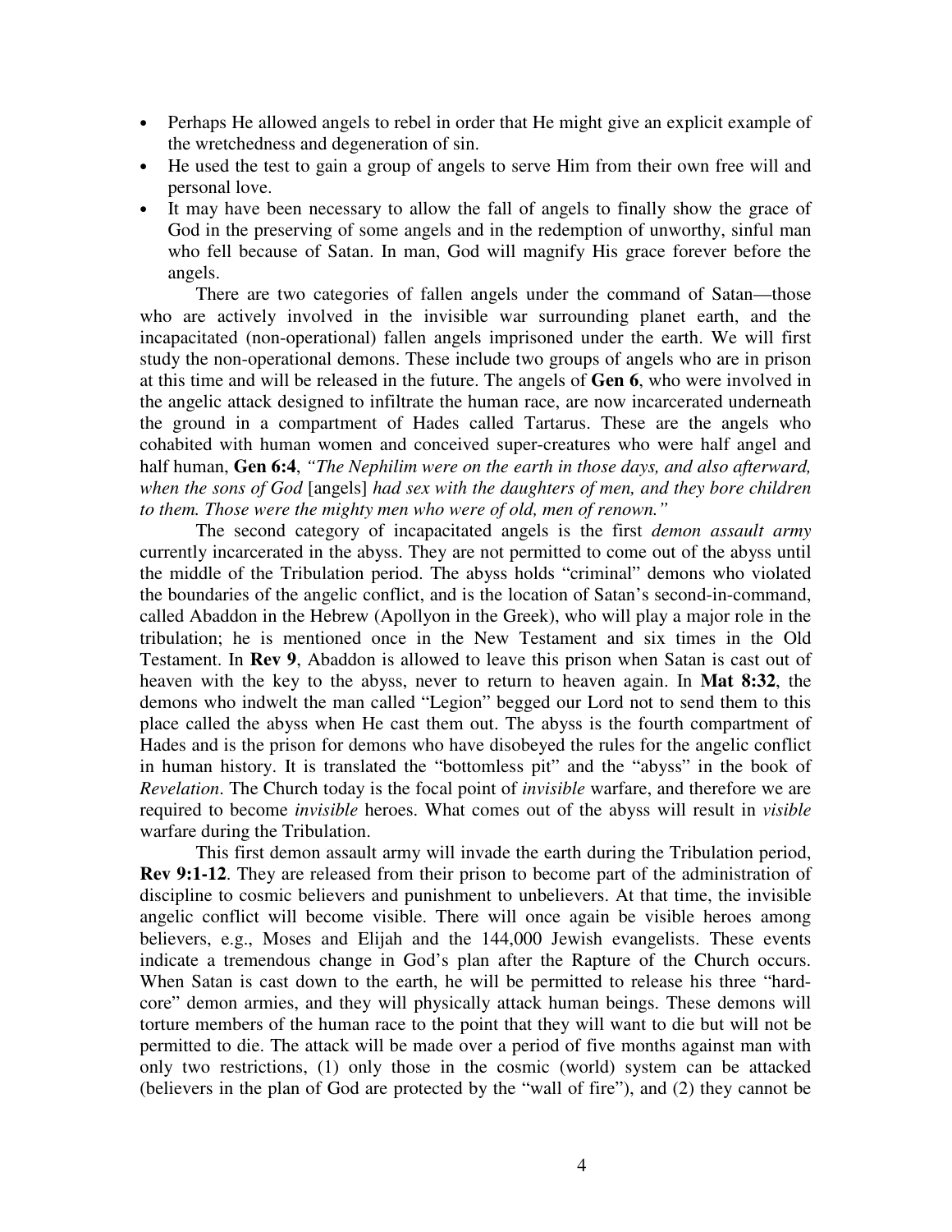- Perhaps He allowed angels to rebel in order that He might give an explicit example of the wretchedness and degeneration of sin.
- He used the test to gain a group of angels to serve Him from their own free will and personal love.
- It may have been necessary to allow the fall of angels to finally show the grace of God in the preserving of some angels and in the redemption of unworthy, sinful man who fell because of Satan. In man, God will magnify His grace forever before the angels.

There are two categories of fallen angels under the command of Satan—those who are actively involved in the invisible war surrounding planet earth, and the incapacitated (non-operational) fallen angels imprisoned under the earth. We will first study the non-operational demons. These include two groups of angels who are in prison at this time and will be released in the future. The angels of **Gen 6**, who were involved in the angelic attack designed to infiltrate the human race, are now incarcerated underneath the ground in a compartment of Hades called Tartarus. These are the angels who cohabited with human women and conceived super-creatures who were half angel and half human, **Gen 6:4**, *"The Nephilim were on the earth in those days, and also afterward, when the sons of God* [angels] *had sex with the daughters of men, and they bore children to them. Those were the mighty men who were of old, men of renown."*

The second category of incapacitated angels is the first *demon assault army* currently incarcerated in the abyss. They are not permitted to come out of the abyss until the middle of the Tribulation period. The abyss holds "criminal" demons who violated the boundaries of the angelic conflict, and is the location of Satan's second-in-command, called Abaddon in the Hebrew (Apollyon in the Greek), who will play a major role in the tribulation; he is mentioned once in the New Testament and six times in the Old Testament. In **Rev 9**, Abaddon is allowed to leave this prison when Satan is cast out of heaven with the key to the abyss, never to return to heaven again. In **Mat 8:32**, the demons who indwelt the man called "Legion" begged our Lord not to send them to this place called the abyss when He cast them out. The abyss is the fourth compartment of Hades and is the prison for demons who have disobeyed the rules for the angelic conflict in human history. It is translated the "bottomless pit" and the "abyss" in the book of *Revelation*. The Church today is the focal point of *invisible* warfare, and therefore we are required to become *invisible* heroes. What comes out of the abyss will result in *visible* warfare during the Tribulation.

This first demon assault army will invade the earth during the Tribulation period, **Rev 9:1-12**. They are released from their prison to become part of the administration of discipline to cosmic believers and punishment to unbelievers. At that time, the invisible angelic conflict will become visible. There will once again be visible heroes among believers, e.g., Moses and Elijah and the 144,000 Jewish evangelists. These events indicate a tremendous change in God's plan after the Rapture of the Church occurs. When Satan is cast down to the earth, he will be permitted to release his three "hard-core" demon armies, and they will physically attack human beings. These demons will torture members of the human race to the point that they will want to die but will not be permitted to die. The attack will be made over a period of five months against man with only two restrictions, (1) only those in the cosmic (world) system can be attacked (believers in the plan of God are protected by the "wall of fire"), and (2) they cannot be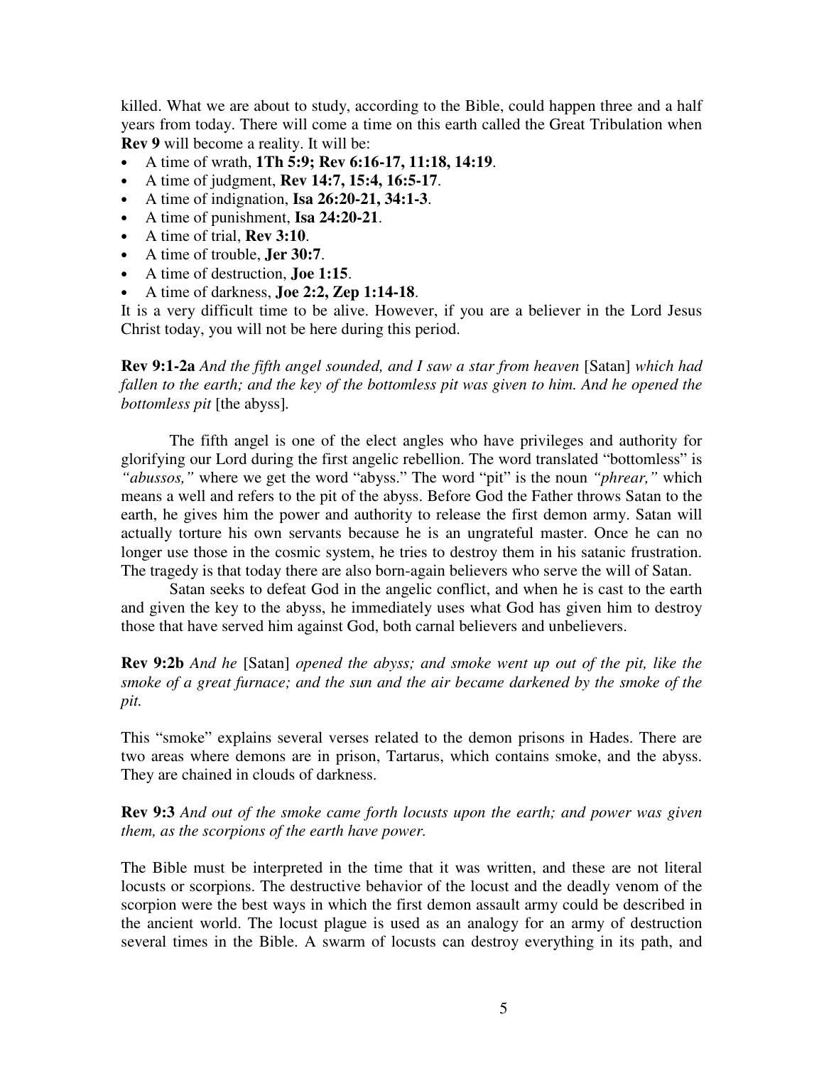killed. What we are about to study, according to the Bible, could happen three and a half years from today. There will come a time on this earth called the Great Tribulation when **Rev 9** will become a reality. It will be:

- A time of wrath, **1Th 5:9; Rev 6:16-17, 11:18, 14:19**.
- A time of judgment, **Rev 14:7, 15:4, 16:5-17**.
- A time of indignation, **Isa 26:20-21, 34:1-3**.
- A time of punishment, **Isa 24:20-21**.
- A time of trial, **Rev 3:10**.
- A time of trouble, **Jer 30:7**.
- A time of destruction, **Joe 1:15**.
- A time of darkness, **Joe 2:2, Zep 1:14-18**.

It is a very difficult time to be alive. However, if you are a believer in the Lord Jesus Christ today, you will not be here during this period.

**Rev 9:1-2a** *And the fifth angel sounded, and I saw a star from heaven* [Satan] *which had fallen to the earth; and the key of the bottomless pit was given to him. And he opened the bottomless pit* [the abyss].

The fifth angel is one of the elect angles who have privileges and authority for glorifying our Lord during the first angelic rebellion. The word translated "bottomless" is *"abussos,"* where we get the word "abyss." The word "pit" is the noun *"phrear,"* which means a well and refers to the pit of the abyss. Before God the Father throws Satan to the earth, he gives him the power and authority to release the first demon army. Satan will actually torture his own servants because he is an ungrateful master. Once he can no longer use those in the cosmic system, he tries to destroy them in his satanic frustration. The tragedy is that today there are also born-again believers who serve the will of Satan.

Satan seeks to defeat God in the angelic conflict, and when he is cast to the earth and given the key to the abyss, he immediately uses what God has given him to destroy those that have served him against God, both carnal believers and unbelievers.

**Rev 9:2b** *And he* [Satan] *opened the abyss; and smoke went up out of the pit, like the smoke of a great furnace; and the sun and the air became darkened by the smoke of the pit.*

This "smoke" explains several verses related to the demon prisons in Hades. There are two areas where demons are in prison, Tartarus, which contains smoke, and the abyss. They are chained in clouds of darkness.

**Rev 9:3** *And out of the smoke came forth locusts upon the earth; and power was given them, as the scorpions of the earth have power.*

The Bible must be interpreted in the time that it was written, and these are not literal locusts or scorpions. The destructive behavior of the locust and the deadly venom of the scorpion were the best ways in which the first demon assault army could be described in the ancient world. The locust plague is used as an analogy for an army of destruction several times in the Bible. A swarm of locusts can destroy everything in its path, and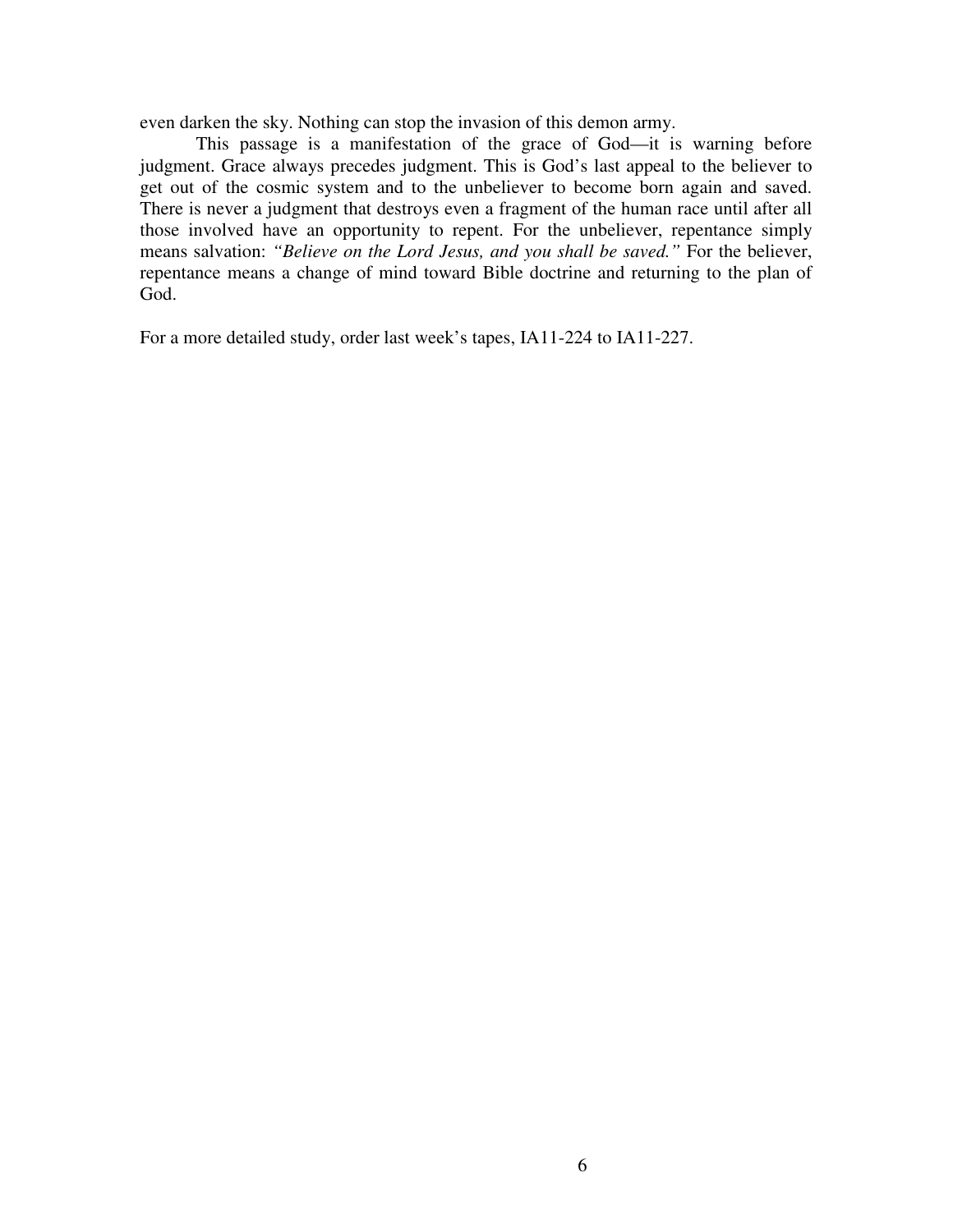even darken the sky. Nothing can stop the invasion of this demon army.

This passage is a manifestation of the grace of God—it is warning before judgment. Grace always precedes judgment. This is God's last appeal to the believer to get out of the cosmic system and to the unbeliever to become born again and saved. There is never a judgment that destroys even a fragment of the human race until after all those involved have an opportunity to repent. For the unbeliever, repentance simply means salvation: *"Believe on the Lord Jesus, and you shall be saved."* For the believer, repentance means a change of mind toward Bible doctrine and returning to the plan of God.

For a more detailed study, order last week's tapes, IA11-224 to IA11-227.